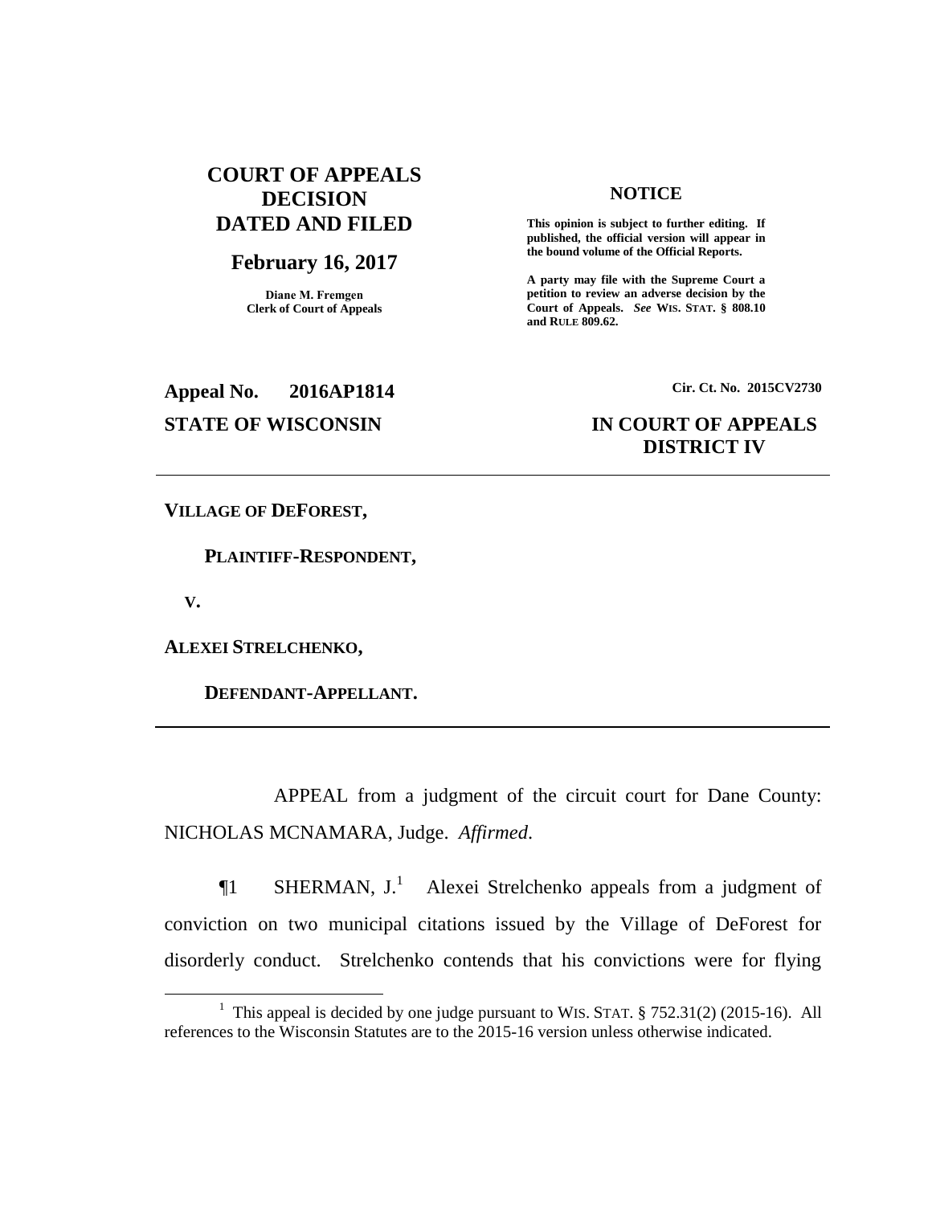# COURT OF APPEALS DECISION DATED AND FILED

## February 16, 2017

**Diane M. Fremgen**
**Clerk of Court of Appeals**

### NOTICE

**This opinion is subject to further editing. If published, the official version will appear in the bound volume of the Official Reports.**

**A party may file with the Supreme Court a petition to review an adverse decision by the Court of Appeals.** ***See*** **WIS. STAT. § 808.10 and RULE 809.62.**

**Appeal No. 2016AP1814** **Cir. Ct. No. 2015CV2730**

**STATE OF WISCONSIN** **IN COURT OF APPEALS**
**DISTRICT IV**

---

**VILLAGE OF DEFOREST,**

**PLAINTIFF-RESPONDENT,**

**V.**

**ALEXEI STRELCHENKO,**

**DEFENDANT-APPELLANT.**

---

APPEAL from a judgment of the circuit court for Dane County: NICHOLAS MCNAMARA, Judge. *Affirmed*.

¶1 SHERMAN, J.[1] Alexei Strelchenko appeals from a judgment of conviction on two municipal citations issued by the Village of DeForest for disorderly conduct. Strelchenko contends that his convictions were for flying

---

[1] This appeal is decided by one judge pursuant to WIS. STAT. § 752.31(2) (2015-16). All references to the Wisconsin Statutes are to the 2015-16 version unless otherwise indicated.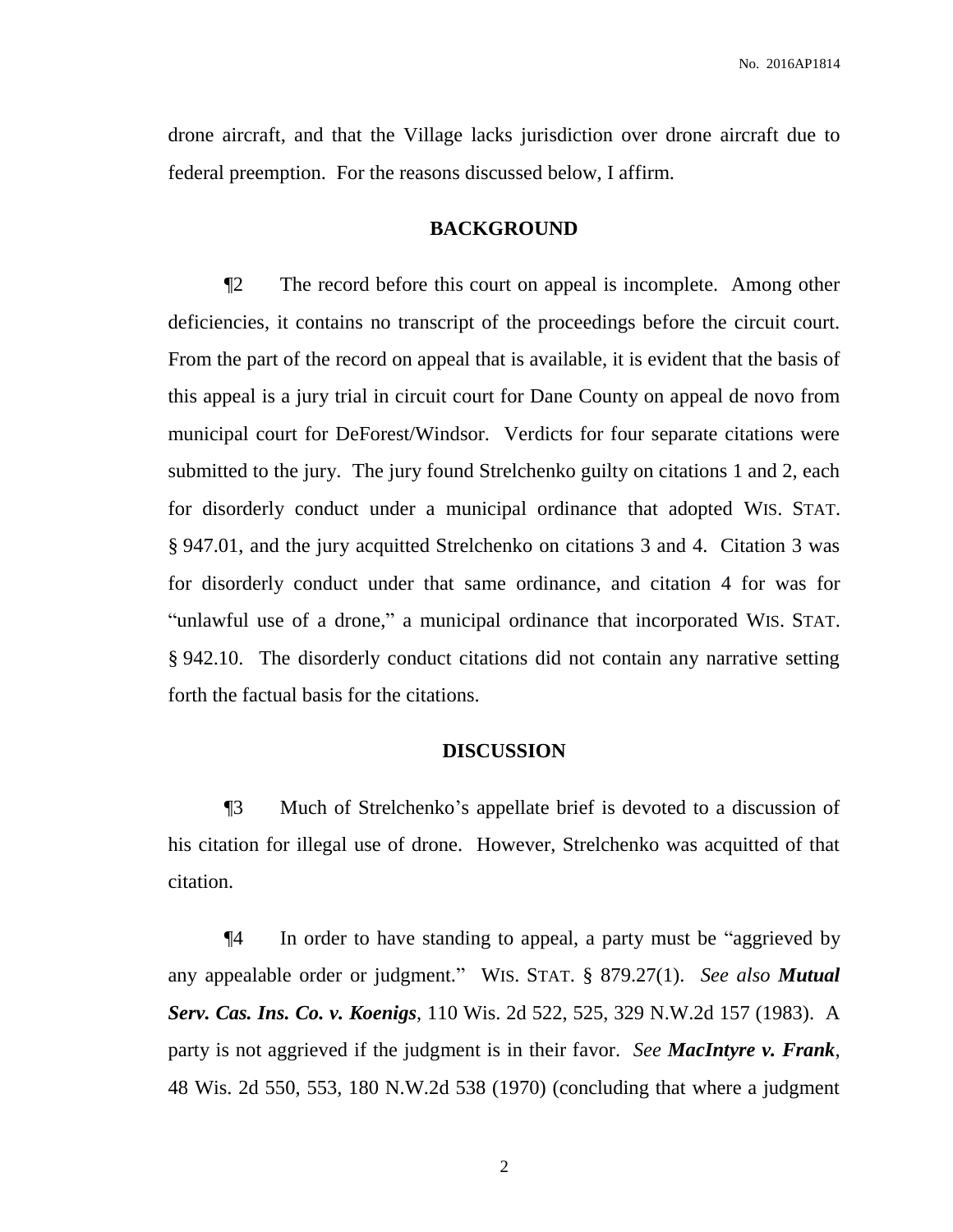drone aircraft, and that the Village lacks jurisdiction over drone aircraft due to federal preemption. For the reasons discussed below, I affirm.

## BACKGROUND

¶2 The record before this court on appeal is incomplete. Among other deficiencies, it contains no transcript of the proceedings before the circuit court. From the part of the record on appeal that is available, it is evident that the basis of this appeal is a jury trial in circuit court for Dane County on appeal de novo from municipal court for DeForest/Windsor. Verdicts for four separate citations were submitted to the jury. The jury found Strelchenko guilty on citations 1 and 2, each for disorderly conduct under a municipal ordinance that adopted WIS. STAT. § 947.01, and the jury acquitted Strelchenko on citations 3 and 4. Citation 3 was for disorderly conduct under that same ordinance, and citation 4 for was for "unlawful use of a drone," a municipal ordinance that incorporated WIS. STAT. § 942.10. The disorderly conduct citations did not contain any narrative setting forth the factual basis for the citations.

## DISCUSSION

¶3 Much of Strelchenko's appellate brief is devoted to a discussion of his citation for illegal use of drone. However, Strelchenko was acquitted of that citation.

¶4 In order to have standing to appeal, a party must be "aggrieved by any appealable order or judgment." WIS. STAT. § 879.27(1). *See also* ***Mutual Serv. Cas. Ins. Co. v. Koenigs***, 110 Wis. 2d 522, 525, 329 N.W.2d 157 (1983). A party is not aggrieved if the judgment is in their favor. *See* ***MacIntyre v. Frank***, 48 Wis. 2d 550, 553, 180 N.W.2d 538 (1970) (concluding that where a judgment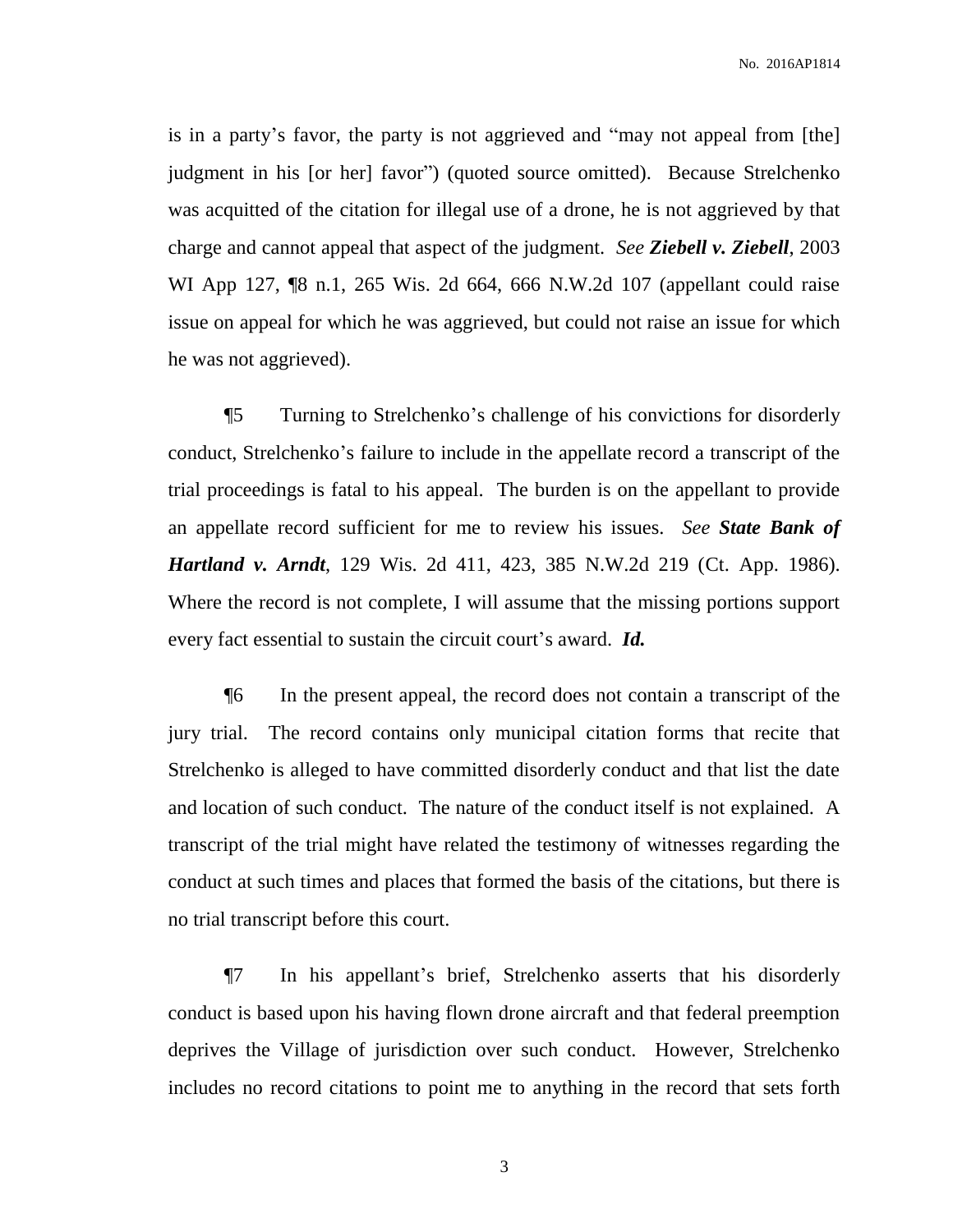is in a party's favor, the party is not aggrieved and "may not appeal from [the] judgment in his [or her] favor") (quoted source omitted). Because Strelchenko was acquitted of the citation for illegal use of a drone, he is not aggrieved by that charge and cannot appeal that aspect of the judgment. *See* ***Ziebell v. Ziebell***, 2003 WI App 127, ¶8 n.1, 265 Wis. 2d 664, 666 N.W.2d 107 (appellant could raise issue on appeal for which he was aggrieved, but could not raise an issue for which he was not aggrieved).

¶5 Turning to Strelchenko's challenge of his convictions for disorderly conduct, Strelchenko's failure to include in the appellate record a transcript of the trial proceedings is fatal to his appeal. The burden is on the appellant to provide an appellate record sufficient for me to review his issues. *See* ***State Bank of Hartland v. Arndt***, 129 Wis. 2d 411, 423, 385 N.W.2d 219 (Ct. App. 1986). Where the record is not complete, I will assume that the missing portions support every fact essential to sustain the circuit court's award. ***Id.***

¶6 In the present appeal, the record does not contain a transcript of the jury trial. The record contains only municipal citation forms that recite that Strelchenko is alleged to have committed disorderly conduct and that list the date and location of such conduct. The nature of the conduct itself is not explained. A transcript of the trial might have related the testimony of witnesses regarding the conduct at such times and places that formed the basis of the citations, but there is no trial transcript before this court.

¶7 In his appellant's brief, Strelchenko asserts that his disorderly conduct is based upon his having flown drone aircraft and that federal preemption deprives the Village of jurisdiction over such conduct. However, Strelchenko includes no record citations to point me to anything in the record that sets forth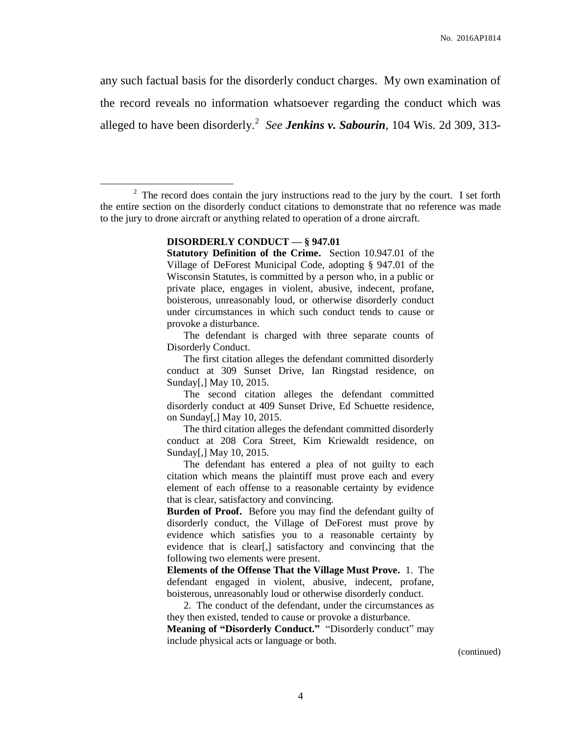any such factual basis for the disorderly conduct charges. My own examination of the record reveals no information whatsoever regarding the conduct which was alleged to have been disorderly.[2] *See* ***Jenkins v. Sabourin***, 104 Wis. 2d 309, 313-

---

[2] The record does contain the jury instructions read to the jury by the court. I set forth the entire section on the disorderly conduct citations to demonstrate that no reference was made to the jury to drone aircraft or anything related to operation of a drone aircraft.

> **DISORDERLY CONDUCT — § 947.01**
>
> **Statutory Definition of the Crime.** Section 10.947.01 of the Village of DeForest Municipal Code, adopting § 947.01 of the Wisconsin Statutes, is committed by a person who, in a public or private place, engages in violent, abusive, indecent, profane, boisterous, unreasonably loud, or otherwise disorderly conduct under circumstances in which such conduct tends to cause or provoke a disturbance.
>
> The defendant is charged with three separate counts of Disorderly Conduct.
>
> The first citation alleges the defendant committed disorderly conduct at 309 Sunset Drive, Ian Ringstad residence, on Sunday[,] May 10, 2015.
>
> The second citation alleges the defendant committed disorderly conduct at 409 Sunset Drive, Ed Schuette residence, on Sunday[,] May 10, 2015.
>
> The third citation alleges the defendant committed disorderly conduct at 208 Cora Street, Kim Kriewaldt residence, on Sunday[,] May 10, 2015.
>
> The defendant has entered a plea of not guilty to each citation which means the plaintiff must prove each and every element of each offense to a reasonable certainty by evidence that is clear, satisfactory and convincing.
>
> **Burden of Proof.** Before you may find the defendant guilty of disorderly conduct, the Village of DeForest must prove by evidence which satisfies you to a reasonable certainty by evidence that is clear[,] satisfactory and convincing that the following two elements were present.
>
> **Elements of the Offense That the Village Must Prove.** 1. The defendant engaged in violent, abusive, indecent, profane, boisterous, unreasonably loud or otherwise disorderly conduct.
>
> 2. The conduct of the defendant, under the circumstances as they then existed, tended to cause or provoke a disturbance.
>
> **Meaning of "Disorderly Conduct."** "Disorderly conduct" may include physical acts or language or both.

(continued)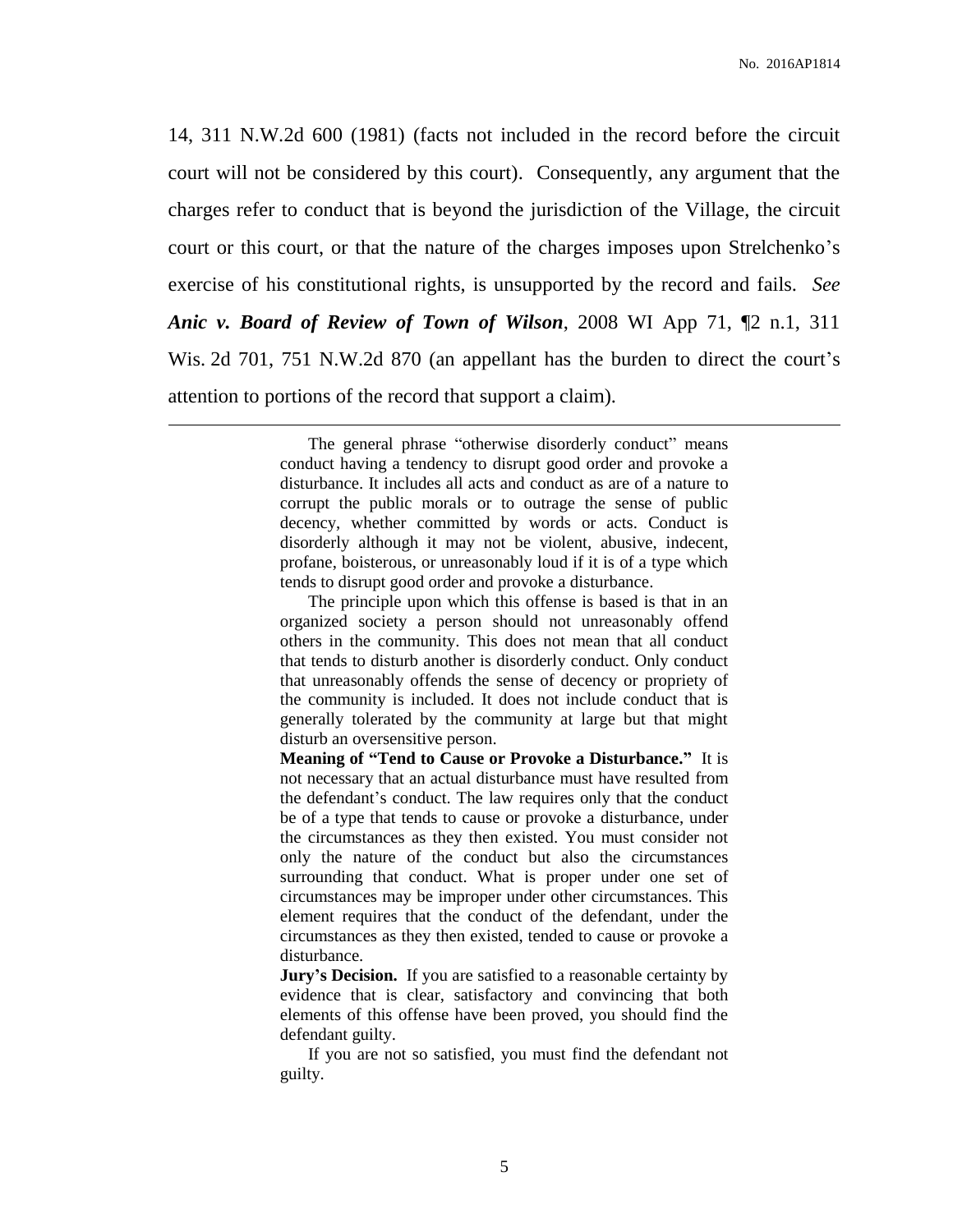14, 311 N.W.2d 600 (1981) (facts not included in the record before the circuit court will not be considered by this court). Consequently, any argument that the charges refer to conduct that is beyond the jurisdiction of the Village, the circuit court or this court, or that the nature of the charges imposes upon Strelchenko's exercise of his constitutional rights, is unsupported by the record and fails. *See* ***Anic v. Board of Review of Town of Wilson***, 2008 WI App 71, ¶2 n.1, 311 Wis. 2d 701, 751 N.W.2d 870 (an appellant has the burden to direct the court's attention to portions of the record that support a claim).

---

The general phrase "otherwise disorderly conduct" means conduct having a tendency to disrupt good order and provoke a disturbance. It includes all acts and conduct as are of a nature to corrupt the public morals or to outrage the sense of public decency, whether committed by words or acts. Conduct is disorderly although it may not be violent, abusive, indecent, profane, boisterous, or unreasonably loud if it is of a type which tends to disrupt good order and provoke a disturbance.

The principle upon which this offense is based is that in an organized society a person should not unreasonably offend others in the community. This does not mean that all conduct that tends to disturb another is disorderly conduct. Only conduct that unreasonably offends the sense of decency or propriety of the community is included. It does not include conduct that is generally tolerated by the community at large but that might disturb an oversensitive person.

**Meaning of "Tend to Cause or Provoke a Disturbance."** It is not necessary that an actual disturbance must have resulted from the defendant's conduct. The law requires only that the conduct be of a type that tends to cause or provoke a disturbance, under the circumstances as they then existed. You must consider not only the nature of the conduct but also the circumstances surrounding that conduct. What is proper under one set of circumstances may be improper under other circumstances. This element requires that the conduct of the defendant, under the circumstances as they then existed, tended to cause or provoke a disturbance.

**Jury's Decision.** If you are satisfied to a reasonable certainty by evidence that is clear, satisfactory and convincing that both elements of this offense have been proved, you should find the defendant guilty.

If you are not so satisfied, you must find the defendant not guilty.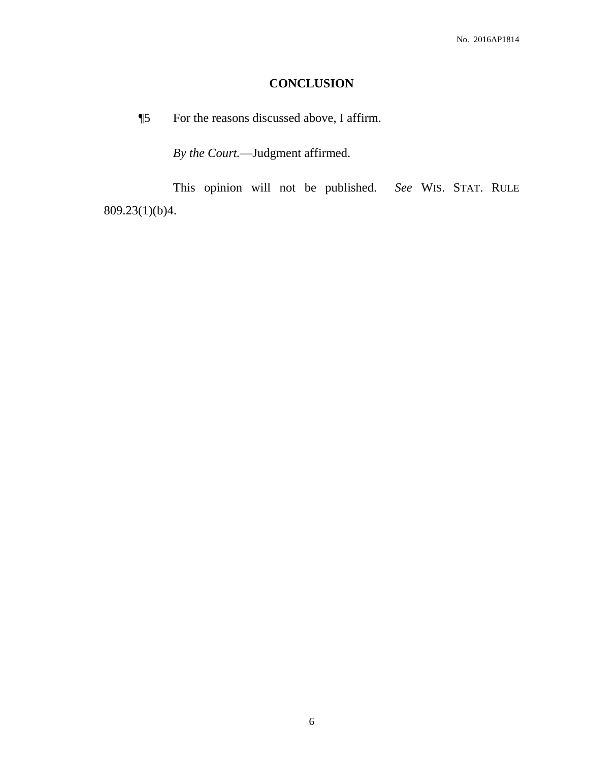## CONCLUSION

¶5 For the reasons discussed above, I affirm.

*By the Court.*—Judgment affirmed.

This opinion will not be published. *See* WIS. STAT. RULE 809.23(1)(b)4.